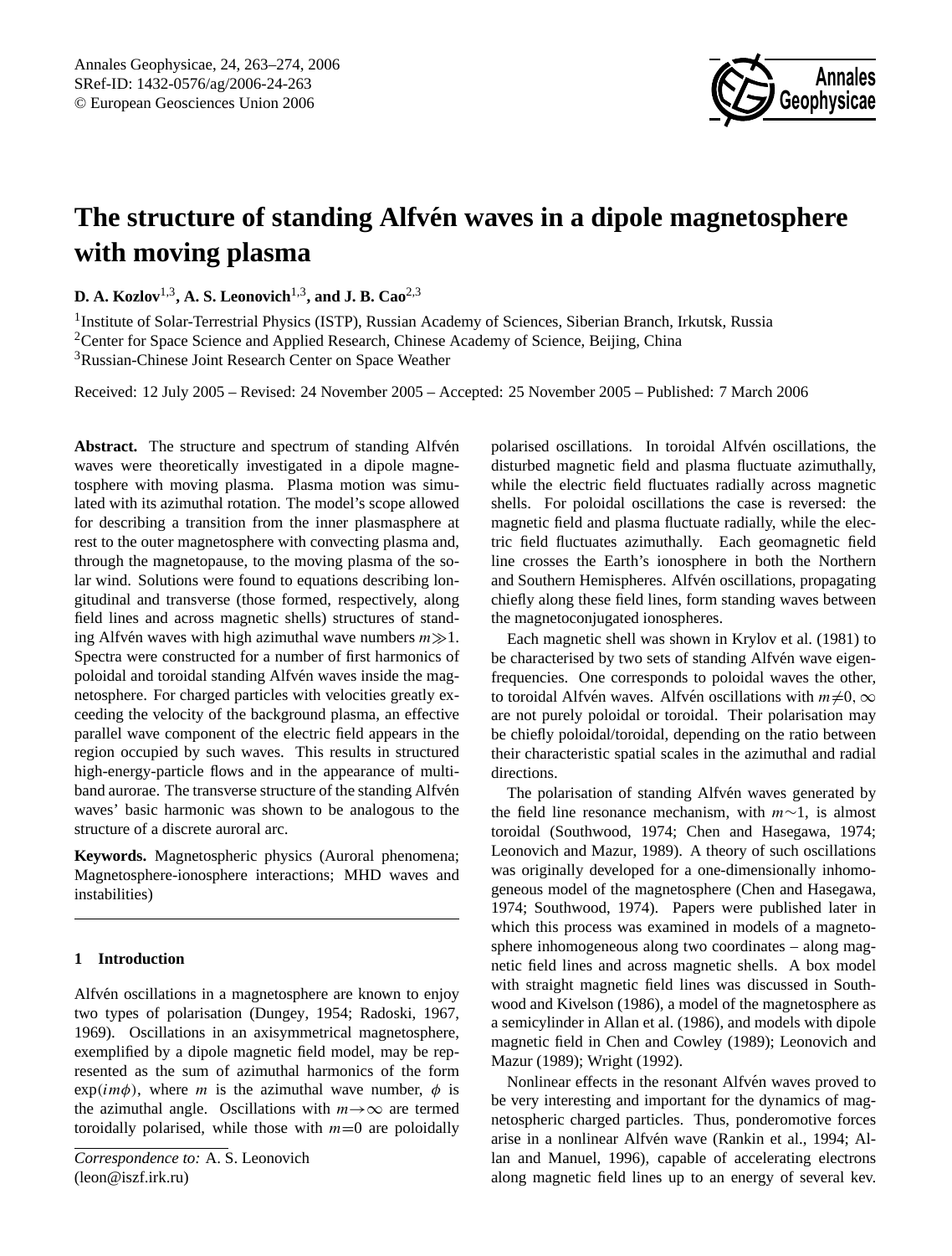# The structure of standing Alfvén waves in a dipole magnetosphere with moving plasma

**D. A. Kozlov**[1,3], **A. S. Leonovich**[1,3], **and J. B. Cao**[2,3]

[1]Institute of Solar-Terrestrial Physics (ISTP), Russian Academy of Sciences, Siberian Branch, Irkutsk, Russia
[2]Center for Space Science and Applied Research, Chinese Academy of Science, Beijing, China
[3]Russian-Chinese Joint Research Center on Space Weather

Received: 12 July 2005 – Revised: 24 November 2005 – Accepted: 25 November 2005 – Published: 7 March 2006

**Abstract.** The structure and spectrum of standing Alfvén waves were theoretically investigated in a dipole magnetosphere with moving plasma. Plasma motion was simulated with its azimuthal rotation. The model's scope allowed for describing a transition from the inner plasmasphere at rest to the outer magnetosphere with convecting plasma and, through the magnetopause, to the moving plasma of the solar wind. Solutions were found to equations describing longitudinal and transverse (those formed, respectively, along field lines and across magnetic shells) structures of standing Alfvén waves with high azimuthal wave numbers $m \gg 1$. Spectra were constructed for a number of first harmonics of poloidal and toroidal standing Alfvén waves inside the magnetosphere. For charged particles with velocities greatly exceeding the velocity of the background plasma, an effective parallel wave component of the electric field appears in the region occupied by such waves. This results in structured high-energy-particle flows and in the appearance of multi-band aurorae. The transverse structure of the standing Alfvén waves' basic harmonic was shown to be analogous to the structure of a discrete auroral arc.

**Keywords.** Magnetospheric physics (Auroral phenomena; Magnetosphere-ionosphere interactions; MHD waves and instabilities)

## 1 Introduction

Alfvén oscillations in a magnetosphere are known to enjoy two types of polarisation (Dungey, 1954; Radoski, 1967, 1969). Oscillations in an axisymmetrical magnetosphere, exemplified by a dipole magnetic field model, may be represented as the sum of azimuthal harmonics of the form $\exp(im\phi)$, where $m$ is the azimuthal wave number, $\phi$ is the azimuthal angle. Oscillations with $m \to \infty$ are termed toroidally polarised, while those with $m=0$ are poloidally polarised oscillations. In toroidal Alfvén oscillations, the disturbed magnetic field and plasma fluctuate azimuthally, while the electric field fluctuates radially across magnetic shells. For poloidal oscillations the case is reversed: the magnetic field and plasma fluctuate radially, while the electric field fluctuates azimuthally. Each geomagnetic field line crosses the Earth's ionosphere in both the Northern and Southern Hemispheres. Alfvén oscillations, propagating chiefly along these field lines, form standing waves between the magnetoconjugated ionospheres.

Each magnetic shell was shown in Krylov et al. (1981) to be characterised by two sets of standing Alfvén wave eigenfrequencies. One corresponds to poloidal waves the other, to toroidal Alfvén waves. Alfvén oscillations with $m \neq 0, \infty$ are not purely poloidal or toroidal. Their polarisation may be chiefly poloidal/toroidal, depending on the ratio between their characteristic spatial scales in the azimuthal and radial directions.

The polarisation of standing Alfvén waves generated by the field line resonance mechanism, with $m \sim 1$, is almost toroidal (Southwood, 1974; Chen and Hasegawa, 1974; Leonovich and Mazur, 1989). A theory of such oscillations was originally developed for a one-dimensionally inhomogeneous model of the magnetosphere (Chen and Hasegawa, 1974; Southwood, 1974). Papers were published later in which this process was examined in models of a magnetosphere inhomogeneous along two coordinates – along magnetic field lines and across magnetic shells. A box model with straight magnetic field lines was discussed in Southwood and Kivelson (1986), a model of the magnetosphere as a semicylinder in Allan et al. (1986), and models with dipole magnetic field in Chen and Cowley (1989); Leonovich and Mazur (1989); Wright (1992).

Nonlinear effects in the resonant Alfvén waves proved to be very interesting and important for the dynamics of magnetospheric charged particles. Thus, ponderomotive forces arise in a nonlinear Alfvén wave (Rankin et al., 1994; Allan and Manuel, 1996), capable of accelerating electrons along magnetic field lines up to an energy of several kev.

*Correspondence to:* A. S. Leonovich
(leon@iszf.irk.ru)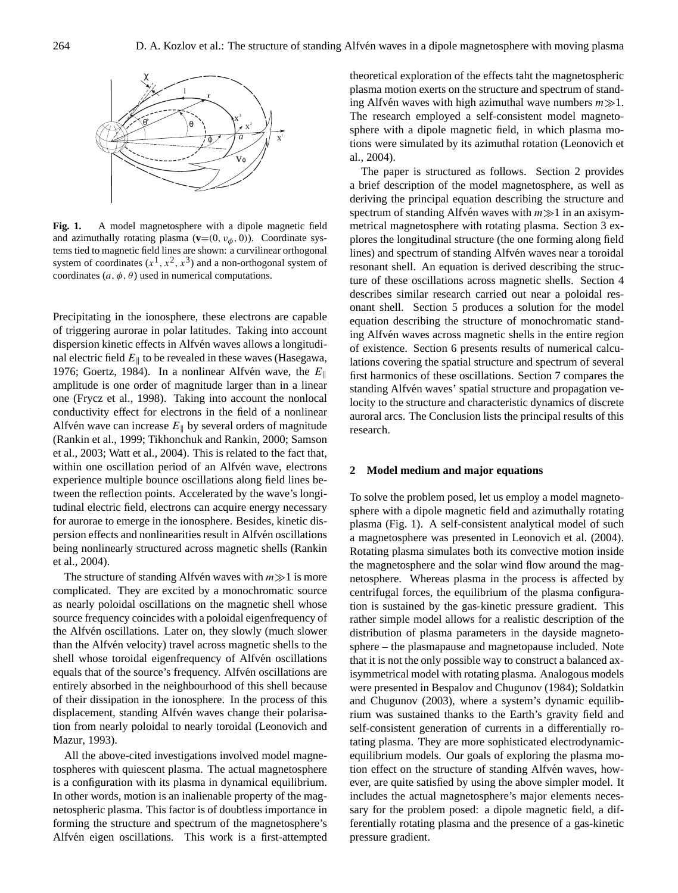**Fig. 1.** A model magnetosphere with a dipole magnetic field and azimuthally rotating plasma ($\mathbf{v}=(0, v_\phi, 0)$). Coordinate systems tied to magnetic field lines are shown: a curvilinear orthogonal system of coordinates $(x^1, x^2, x^3)$ and a non-orthogonal system of coordinates $(a, \phi, \theta)$ used in numerical computations.

Precipitating in the ionosphere, these electrons are capable of triggering aurorae in polar latitudes. Taking into account dispersion kinetic effects in Alfvén waves allows a longitudinal electric field $E_\parallel$ to be revealed in these waves (Hasegawa, 1976; Goertz, 1984). In a nonlinear Alfvén wave, the $E_\parallel$ amplitude is one order of magnitude larger than in a linear one (Frycz et al., 1998). Taking into account the nonlocal conductivity effect for electrons in the field of a nonlinear Alfvén wave can increase $E_\parallel$ by several orders of magnitude (Rankin et al., 1999; Tikhonchuk and Rankin, 2000; Samson et al., 2003; Watt et al., 2004). This is related to the fact that, within one oscillation period of an Alfvén wave, electrons experience multiple bounce oscillations along field lines between the reflection points. Accelerated by the wave's longitudinal electric field, electrons can acquire energy necessary for aurorae to emerge in the ionosphere. Besides, kinetic dispersion effects and nonlinearities result in Alfvén oscillations being nonlinearly structured across magnetic shells (Rankin et al., 2004).

The structure of standing Alfvén waves with $m\gg1$ is more complicated. They are excited by a monochromatic source as nearly poloidal oscillations on the magnetic shell whose source frequency coincides with a poloidal eigenfrequency of the Alfvén oscillations. Later on, they slowly (much slower than the Alfvén velocity) travel across magnetic shells to the shell whose toroidal eigenfrequency of Alfvén oscillations equals that of the source's frequency. Alfvén oscillations are entirely absorbed in the neighbourhood of this shell because of their dissipation in the ionosphere. In the process of this displacement, standing Alfvén waves change their polarisation from nearly poloidal to nearly toroidal (Leonovich and Mazur, 1993).

All the above-cited investigations involved model magnetospheres with quiescent plasma. The actual magnetosphere is a configuration with its plasma in dynamical equilibrium. In other words, motion is an inalienable property of the magnetospheric plasma. This factor is of doubtless importance in forming the structure and spectrum of the magnetosphere's Alfvén eigen oscillations. This work is a first-attempted theoretical exploration of the effects taht the magnetospheric plasma motion exerts on the structure and spectrum of standing Alfvén waves with high azimuthal wave numbers $m\gg1$. The research employed a self-consistent model magnetosphere with a dipole magnetic field, in which plasma motions were simulated by its azimuthal rotation (Leonovich et al., 2004).

The paper is structured as follows. Section 2 provides a brief description of the model magnetosphere, as well as deriving the principal equation describing the structure and spectrum of standing Alfvén waves with $m\gg1$ in an axisymmetrical magnetosphere with rotating plasma. Section 3 explores the longitudinal structure (the one forming along field lines) and spectrum of standing Alfvén waves near a toroidal resonant shell. An equation is derived describing the structure of these oscillations across magnetic shells. Section 4 describes similar research carried out near a poloidal resonant shell. Section 5 produces a solution for the model equation describing the structure of monochromatic standing Alfvén waves across magnetic shells in the entire region of existence. Section 6 presents results of numerical calculations covering the spatial structure and spectrum of several first harmonics of these oscillations. Section 7 compares the standing Alfvén waves' spatial structure and propagation velocity to the structure and characteristic dynamics of discrete auroral arcs. The Conclusion lists the principal results of this research.

## 2 Model medium and major equations

To solve the problem posed, let us employ a model magnetosphere with a dipole magnetic field and azimuthally rotating plasma (Fig. 1). A self-consistent analytical model of such a magnetosphere was presented in Leonovich et al. (2004). Rotating plasma simulates both its convective motion inside the magnetosphere and the solar wind flow around the magnetosphere. Whereas plasma in the process is affected by centrifugal forces, the equilibrium of the plasma configuration is sustained by the gas-kinetic pressure gradient. This rather simple model allows for a realistic description of the distribution of plasma parameters in the dayside magnetosphere – the plasmapause and magnetopause included. Note that it is not the only possible way to construct a balanced axisymmetrical model with rotating plasma. Analogous models were presented in Bespalov and Chugunov (1984); Soldatkin and Chugunov (2003), where a system's dynamic equilibrium was sustained thanks to the Earth's gravity field and self-consistent generation of currents in a differentially rotating plasma. They are more sophisticated electrodynamic-equilibrium models. Our goals of exploring the plasma motion effect on the structure of standing Alfvén waves, however, are quite satisfied by using the above simpler model. It includes the actual magnetosphere's major elements necessary for the problem posed: a dipole magnetic field, a differentially rotating plasma and the presence of a gas-kinetic pressure gradient.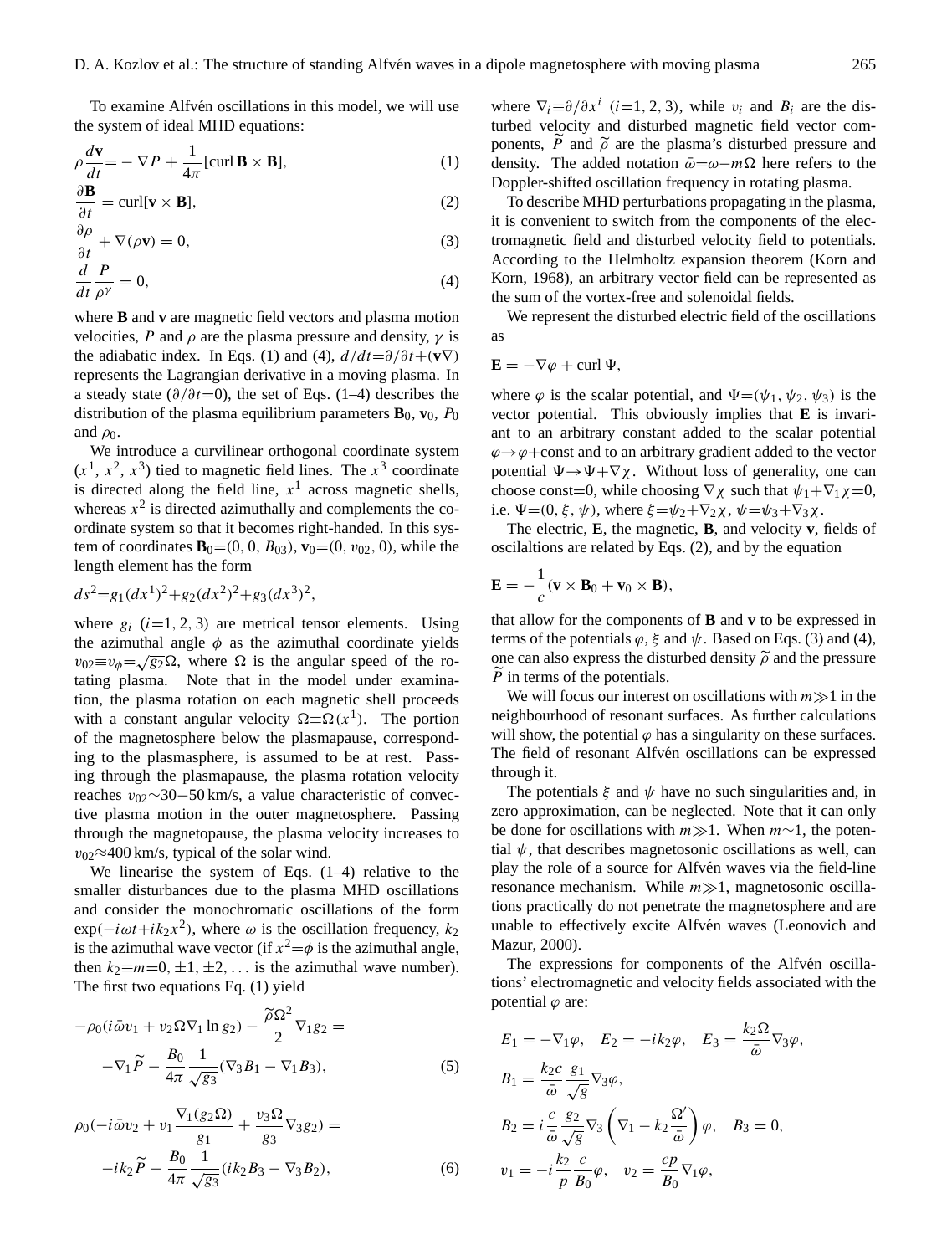To examine Alfvén oscillations in this model, we will use the system of ideal MHD equations:

$$\rho \frac{d\mathbf{v}}{dt} = -\nabla P + \frac{1}{4\pi}[\mathrm{curl}\,\mathbf{B}\times\mathbf{B}], \tag{1}$$

$$\frac{\partial \mathbf{B}}{\partial t} = \mathrm{curl}[\mathbf{v}\times\mathbf{B}], \tag{2}$$

$$\frac{\partial \rho}{\partial t} + \nabla(\rho\mathbf{v}) = 0, \tag{3}$$

$$\frac{d}{dt}\frac{P}{\rho^\gamma} = 0, \tag{4}$$

where $\mathbf{B}$ and $\mathbf{v}$ are magnetic field vectors and plasma motion velocities, $P$ and $\rho$ are the plasma pressure and density, $\gamma$ is the adiabatic index. In Eqs. (1) and (4), $d/dt = \partial/\partial t + (\mathbf{v}\nabla)$ represents the Lagrangian derivative in a moving plasma. In a steady state ($\partial/\partial t = 0$), the set of Eqs. (1–4) describes the distribution of the plasma equilibrium parameters $\mathbf{B}_0$, $\mathbf{v}_0$, $P_0$ and $\rho_0$.

We introduce a curvilinear orthogonal coordinate system ($x^1$, $x^2$, $x^3$) tied to magnetic field lines. The $x^3$ coordinate is directed along the field line, $x^1$ across magnetic shells, whereas $x^2$ is directed azimuthally and complements the coordinate system so that it becomes right-handed. In this system of coordinates $\mathbf{B}_0 = (0, 0, B_{03})$, $\mathbf{v}_0 = (0, v_{02}, 0)$, while the length element has the form

$$ds^2 = g_1(dx^1)^2 + g_2(dx^2)^2 + g_3(dx^3)^2,$$

where $g_i$ $(i=1, 2, 3)$ are metrical tensor elements. Using the azimuthal angle $\phi$ as the azimuthal coordinate yields $v_{02} \equiv v_\phi = \sqrt{g_2}\Omega$, where $\Omega$ is the angular speed of the rotating plasma. Note that in the model under examination, the plasma rotation on each magnetic shell proceeds with a constant angular velocity $\Omega \equiv \Omega(x^1)$. The portion of the magnetosphere below the plasmapause, corresponding to the plasmasphere, is assumed to be at rest. Passing through the plasmapause, the plasma rotation velocity reaches $v_{02} \sim 30-50$ km/s, a value characteristic of convective plasma motion in the outer magnetosphere. Passing through the magnetopause, the plasma velocity increases to $v_{02} \approx 400$ km/s, typical of the solar wind.

We linearise the system of Eqs. (1–4) relative to the smaller disturbances due to the plasma MHD oscillations and consider the monochromatic oscillations of the form $\exp(-i\omega t + ik_2x^2)$, where $\omega$ is the oscillation frequency, $k_2$ is the azimuthal wave vector (if $x^2 = \phi$ is the azimuthal angle, then $k_2 \equiv m = 0, \pm 1, \pm 2, \ldots$ is the azimuthal wave number). The first two equations Eq. (1) yield

$$-\rho_0(i\bar{\omega}v_1 + v_2\Omega\nabla_1 \ln g_2) - \frac{\widetilde{\rho}\Omega^2}{2}\nabla_1 g_2 = -\nabla_1\widetilde{P} - \frac{B_0}{4\pi}\frac{1}{\sqrt{g_3}}(\nabla_3 B_1 - \nabla_1 B_3), \tag{5}$$

$$\rho_0\left(-i\bar{\omega}v_2 + v_1\frac{\nabla_1(g_2\Omega)}{g_1} + \frac{v_3\Omega}{g_3}\nabla_3 g_2\right) = -ik_2\widetilde{P} - \frac{B_0}{4\pi}\frac{1}{\sqrt{g_3}}(ik_2B_3 - \nabla_3 B_2), \tag{6}$$

where $\nabla_i \equiv \partial/\partial x^i$ $(i=1, 2, 3)$, while $v_i$ and $B_i$ are the disturbed velocity and disturbed magnetic field vector components, $\widetilde{P}$ and $\widetilde{\rho}$ are the plasma's disturbed pressure and density. The added notation $\bar{\omega} = \omega - m\Omega$ here refers to the Doppler-shifted oscillation frequency in rotating plasma.

To describe MHD perturbations propagating in the plasma, it is convenient to switch from the components of the electromagnetic field and disturbed velocity field to potentials. According to the Helmholtz expansion theorem (Korn and Korn, 1968), an arbitrary vector field can be represented as the sum of the vortex-free and solenoidal fields.

We represent the disturbed electric field of the oscillations as

$$\mathbf{E} = -\nabla\varphi + \mathrm{curl}\,\Psi,$$

where $\varphi$ is the scalar potential, and $\Psi = (\psi_1, \psi_2, \psi_3)$ is the vector potential. This obviously implies that $\mathbf{E}$ is invariant to an arbitrary constant added to the scalar potential $\varphi \to \varphi + \mathrm{const}$ and to an arbitrary gradient added to the vector potential $\Psi \to \Psi + \nabla\chi$. Without loss of generality, one can choose const=0, while choosing $\nabla\chi$ such that $\psi_1 + \nabla_1\chi = 0$, i.e. $\Psi = (0, \xi, \psi)$, where $\xi = \psi_2 + \nabla_2\chi$, $\psi = \psi_3 + \nabla_3\chi$.

The electric, $\mathbf{E}$, the magnetic, $\mathbf{B}$, and velocity $\mathbf{v}$, fields of oscilaltions are related by Eqs. (2), and by the equation

$$\mathbf{E} = -\frac{1}{c}(\mathbf{v}\times\mathbf{B}_0 + \mathbf{v}_0\times\mathbf{B}),$$

that allow for the components of $\mathbf{B}$ and $\mathbf{v}$ to be expressed in terms of the potentials $\varphi$, $\xi$ and $\psi$. Based on Eqs. (3) and (4), one can also express the disturbed density $\widetilde{\rho}$ and the pressure $\widetilde{P}$ in terms of the potentials.

We will focus our interest on oscillations with $m \gg 1$ in the neighbourhood of resonant surfaces. As further calculations will show, the potential $\varphi$ has a singularity on these surfaces. The field of resonant Alfvén oscillations can be expressed through it.

The potentials $\xi$ and $\psi$ have no such singularities and, in zero approximation, can be neglected. Note that it can only be done for oscillations with $m \gg 1$. When $m \sim 1$, the potential $\psi$, that describes magnetosonic oscillations as well, can play the role of a source for Alfvén waves via the field-line resonance mechanism. While $m \gg 1$, magnetosonic oscillations practically do not penetrate the magnetosphere and are unable to effectively excite Alfvén waves (Leonovich and Mazur, 2000).

The expressions for components of the Alfvén oscillations' electromagnetic and velocity fields associated with the potential $\varphi$ are:

$$E_1 = -\nabla_1\varphi, \quad E_2 = -ik_2\varphi, \quad E_3 = \frac{k_2\Omega}{\bar{\omega}}\nabla_3\varphi,$$

$$B_1 = \frac{k_2 c}{\bar{\omega}}\frac{g_1}{\sqrt{g}}\nabla_3\varphi,$$

$$B_2 = i\frac{c}{\bar{\omega}}\frac{g_2}{\sqrt{g}}\nabla_3\left(\nabla_1 - k_2\frac{\Omega'}{\bar{\omega}}\right)\varphi, \quad B_3 = 0,$$

$$v_1 = -i\frac{k_2}{p}\frac{c}{B_0}\varphi, \quad v_2 = \frac{cp}{B_0}\nabla_1\varphi,$$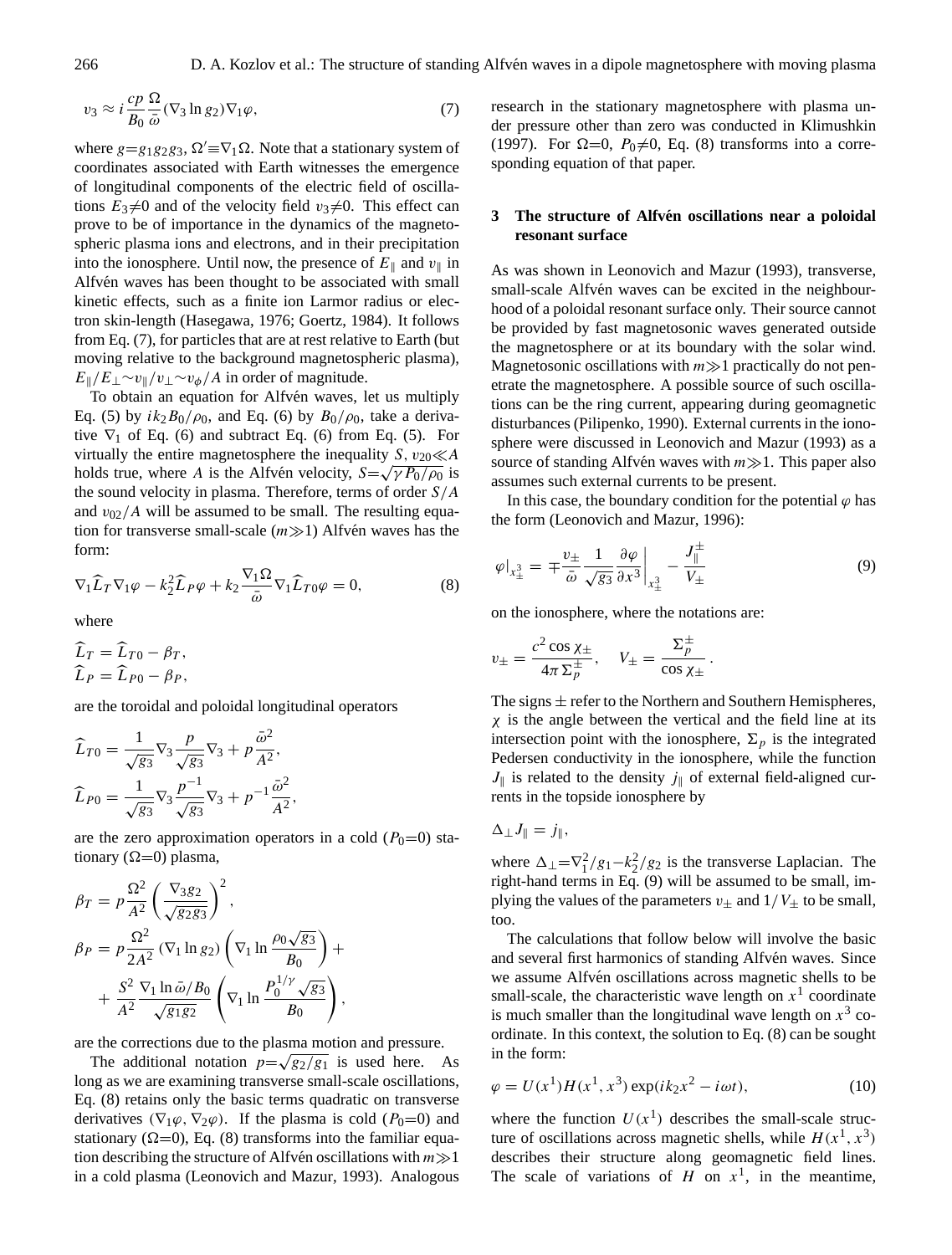$$v_3 \approx i\,\frac{cp}{B_0}\frac{\Omega}{\bar{\omega}}(\nabla_3 \ln g_2)\nabla_1\varphi, \tag{7}$$

where $g=g_1g_2g_3$, $\Omega' \equiv \nabla_1\Omega$. Note that a stationary system of coordinates associated with Earth witnesses the emergence of longitudinal components of the electric field of oscillations $E_3 \neq 0$ and of the velocity field $v_3 \neq 0$. This effect can prove to be of importance in the dynamics of the magnetospheric plasma ions and electrons, and in their precipitation into the ionosphere. Until now, the presence of $E_\parallel$ and $v_\parallel$ in Alfvén waves has been thought to be associated with small kinetic effects, such as a finite ion Larmor radius or electron skin-length (Hasegawa, 1976; Goertz, 1984). It follows from Eq. (7), for particles that are at rest relative to Earth (but moving relative to the background magnetospheric plasma), $E_\parallel/E_\perp \sim v_\parallel/v_\perp \sim v_\phi/A$ in order of magnitude.

To obtain an equation for Alfvén waves, let us multiply Eq. (5) by $ik_2B_0/\rho_0$, and Eq. (6) by $B_0/\rho_0$, take a derivative $\nabla_1$ of Eq. (6) and subtract Eq. (6) from Eq. (5). For virtually the entire magnetosphere the inequality $S, v_{20} \ll A$ holds true, where $A$ is the Alfvén velocity, $S=\sqrt{\gamma P_0/\rho_0}$ is the sound velocity in plasma. Therefore, terms of order $S/A$ and $v_{02}/A$ will be assumed to be small. The resulting equation for transverse small-scale ($m \gg 1$) Alfvén waves has the form:

$$\nabla_1 \widehat{L}_T \nabla_1\varphi - k_2^2 \widehat{L}_P\varphi + k_2\frac{\nabla_1\Omega}{\bar{\omega}}\nabla_1\widehat{L}_{T0}\varphi = 0, \tag{8}$$

where

$$\widehat{L}_T = \widehat{L}_{T0} - \beta_T,$$
$$\widehat{L}_P = \widehat{L}_{P0} - \beta_P,$$

are the toroidal and poloidal longitudinal operators

$$\widehat{L}_{T0} = \frac{1}{\sqrt{g_3}}\nabla_3\frac{p}{\sqrt{g_3}}\nabla_3 + p\frac{\bar{\omega}^2}{A^2},$$
$$\widehat{L}_{P0} = \frac{1}{\sqrt{g_3}}\nabla_3\frac{p^{-1}}{\sqrt{g_3}}\nabla_3 + p^{-1}\frac{\bar{\omega}^2}{A^2},$$

are the zero approximation operators in a cold ($P_0$=0) stationary ($\Omega$=0) plasma,

$$\beta_T = p\frac{\Omega^2}{A^2}\left(\frac{\nabla_3 g_2}{\sqrt{g_2g_3}}\right)^2,$$
$$\beta_P = p\frac{\Omega^2}{2A^2}(\nabla_1 \ln g_2)\left(\nabla_1 \ln\frac{\rho_0\sqrt{g_3}}{B_0}\right) + \frac{S^2}{A^2}\frac{\nabla_1 \ln \bar{\omega}/B_0}{\sqrt{g_1g_2}}\left(\nabla_1 \ln\frac{P_0^{1/\gamma}\sqrt{g_3}}{B_0}\right),$$

are the corrections due to the plasma motion and pressure.

The additional notation $p=\sqrt{g_2/g_1}$ is used here. As long as we are examining transverse small-scale oscillations, Eq. (8) retains only the basic terms quadratic on transverse derivatives ($\nabla_1\varphi, \nabla_2\varphi$). If the plasma is cold ($P_0$=0) and stationary ($\Omega$=0), Eq. (8) transforms into the familiar equation describing the structure of Alfvén oscillations with $m \gg 1$ in a cold plasma (Leonovich and Mazur, 1993). Analogous research in the stationary magnetosphere with plasma under pressure other than zero was conducted in Klimushkin (1997). For $\Omega$=0, $P_0 \neq 0$, Eq. (8) transforms into a corresponding equation of that paper.

## 3 The structure of Alfvén oscillations near a poloidal resonant surface

As was shown in Leonovich and Mazur (1993), transverse, small-scale Alfvén waves can be excited in the neighbourhood of a poloidal resonant surface only. Their source cannot be provided by fast magnetosonic waves generated outside the magnetosphere or at its boundary with the solar wind. Magnetosonic oscillations with $m \gg 1$ practically do not penetrate the magnetosphere. A possible source of such oscillations can be the ring current, appearing during geomagnetic disturbances (Pilipenko, 1990). External currents in the ionosphere were discussed in Leonovich and Mazur (1993) as a source of standing Alfvén waves with $m \gg 1$. This paper also assumes such external currents to be present.

In this case, the boundary condition for the potential $\varphi$ has the form (Leonovich and Mazur, 1996):

$$\varphi|_{x^3_\pm} = \mp\frac{v_\pm}{\bar{\omega}}\frac{1}{\sqrt{g_3}}\frac{\partial\varphi}{\partial x^3}\bigg|_{x^3_\pm} - \frac{J^\pm_\parallel}{V_\pm} \tag{9}$$

on the ionosphere, where the notations are:

$$v_\pm = \frac{c^2\cos\chi_\pm}{4\pi\Sigma^\pm_p}, \quad V_\pm = \frac{\Sigma^\pm_p}{\cos\chi_\pm}.$$

The signs $\pm$ refer to the Northern and Southern Hemispheres, $\chi$ is the angle between the vertical and the field line at its intersection point with the ionosphere, $\Sigma_p$ is the integrated Pedersen conductivity in the ionosphere, while the function $J_\parallel$ is related to the density $j_\parallel$ of external field-aligned currents in the topside ionosphere by

$$\Delta_\perp J_\parallel = j_\parallel,$$

where $\Delta_\perp = \nabla_1^2/g_1 - k_2^2/g_2$ is the transverse Laplacian. The right-hand terms in Eq. (9) will be assumed to be small, implying the values of the parameters $v_\pm$ and $1/V_\pm$ to be small, too.

The calculations that follow below will involve the basic and several first harmonics of standing Alfvén waves. Since we assume Alfvén oscillations across magnetic shells to be small-scale, the characteristic wave length on $x^1$ coordinate is much smaller than the longitudinal wave length on $x^3$ coordinate. In this context, the solution to Eq. (8) can be sought in the form:

$$\varphi = U(x^1)H(x^1, x^3)\exp(ik_2x^2 - i\omega t), \tag{10}$$

where the function $U(x^1)$ describes the small-scale structure of oscillations across magnetic shells, while $H(x^1, x^3)$ describes their structure along geomagnetic field lines. The scale of variations of $H$ on $x^1$, in the meantime,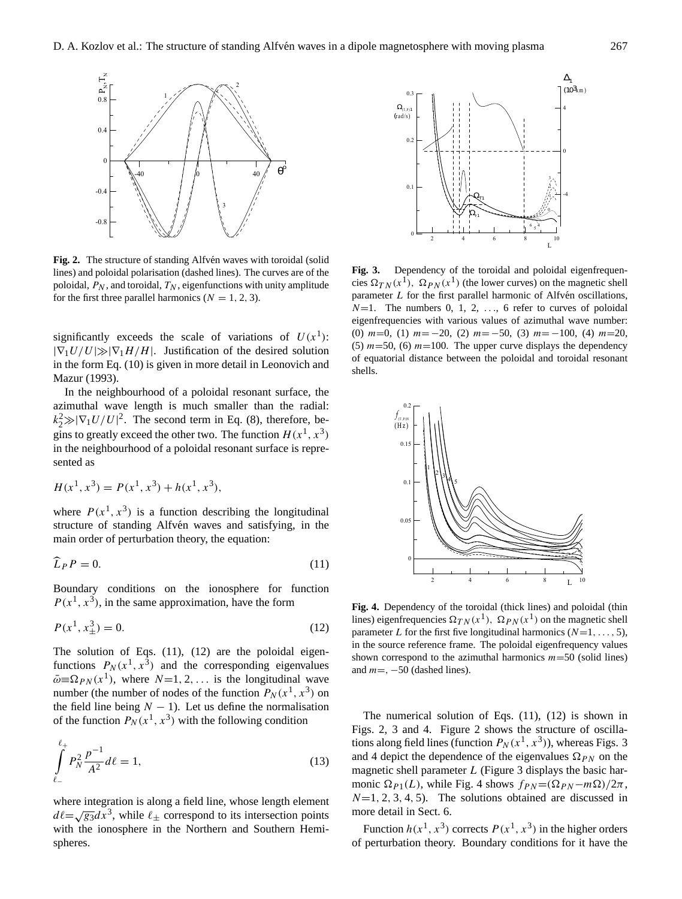**Fig. 2.** The structure of standing Alfvén waves with toroidal (solid lines) and poloidal polarisation (dashed lines). The curves are of the poloidal, $P_N$, and toroidal, $T_N$, eigenfunctions with unity amplitude for the first three parallel harmonics ($N = 1, 2, 3$).

significantly exceeds the scale of variations of $U(x^1)$: $|\nabla_1 U/U| \gg |\nabla_1 H/H|$. Justification of the desired solution in the form Eq. (10) is given in more detail in Leonovich and Mazur (1993).

In the neighbourhood of a poloidal resonant surface, the azimuthal wave length is much smaller than the radial: $k_2^2 \gg |\nabla_1 U/U|^2$. The second term in Eq. (8), therefore, begins to greatly exceed the other two. The function $H(x^1, x^3)$ in the neighbourhood of a poloidal resonant surface is represented as

$$H(x^1, x^3) = P(x^1, x^3) + h(x^1, x^3),$$

where $P(x^1, x^3)$ is a function describing the longitudinal structure of standing Alfvén waves and satisfying, in the main order of perturbation theory, the equation:

$$\widehat{L}_P P = 0. \tag{11}$$

Boundary conditions on the ionosphere for function $P(x^1, x^3)$, in the same approximation, have the form

$$P(x^1, x^3_\pm) = 0. \tag{12}$$

The solution of Eqs. (11), (12) are the poloidal eigenfunctions $P_N(x^1, x^3)$ and the corresponding eigenvalues $\bar{\omega} \equiv \Omega_{PN}(x^1)$, where $N = 1, 2, \ldots$ is the longitudinal wave number (the number of nodes of the function $P_N(x^1, x^3)$ on the field line being $N - 1$). Let us define the normalisation of the function $P_N(x^1, x^3)$ with the following condition

$$\int_{\ell_-}^{\ell_+} P_N^2 \frac{p^{-1}}{A^2} d\ell = 1, \tag{13}$$

where integration is along a field line, whose length element $d\ell = \sqrt{g_3} dx^3$, while $\ell_\pm$ correspond to its intersection points with the ionosphere in the Northern and Southern Hemispheres.

**Fig. 3.** Dependency of the toroidal and poloidal eigenfrequencies $\Omega_{TN}(x^1)$, $\Omega_{PN}(x^1)$ (the lower curves) on the magnetic shell parameter $L$ for the first parallel harmonic of Alfvén oscillations, $N=1$. The numbers 0, 1, 2, ..., 6 refer to curves of poloidal eigenfrequencies with various values of azimuthal wave number: (0) $m=0$, (1) $m=-20$, (2) $m=-50$, (3) $m=-100$, (4) $m=20$, (5) $m=50$, (6) $m=100$. The upper curve displays the dependency of equatorial distance between the poloidal and toroidal resonant shells.

**Fig. 4.** Dependency of the toroidal (thick lines) and poloidal (thin lines) eigenfrequencies $\Omega_{TN}(x^1)$, $\Omega_{PN}(x^1)$ on the magnetic shell parameter $L$ for the first five longitudinal harmonics ($N=1, \ldots, 5$), in the source reference frame. The poloidal eigenfrequency values shown correspond to the azimuthal harmonics $m=50$ (solid lines) and $m=, -50$ (dashed lines).

The numerical solution of Eqs. (11), (12) is shown in Figs. 2, 3 and 4. Figure 2 shows the structure of oscillations along field lines (function $P_N(x^1, x^3)$), whereas Figs. 3 and 4 depict the dependence of the eigenvalues $\Omega_{PN}$ on the magnetic shell parameter $L$ (Figure 3 displays the basic harmonic $\Omega_{P1}(L)$, while Fig. 4 shows $f_{PN} = (\Omega_{PN} - m\Omega)/2\pi$, $N=1, 2, 3, 4, 5$). The solutions obtained are discussed in more detail in Sect. 6.

Function $h(x^1, x^3)$ corrects $P(x^1, x^3)$ in the higher orders of perturbation theory. Boundary conditions for it have the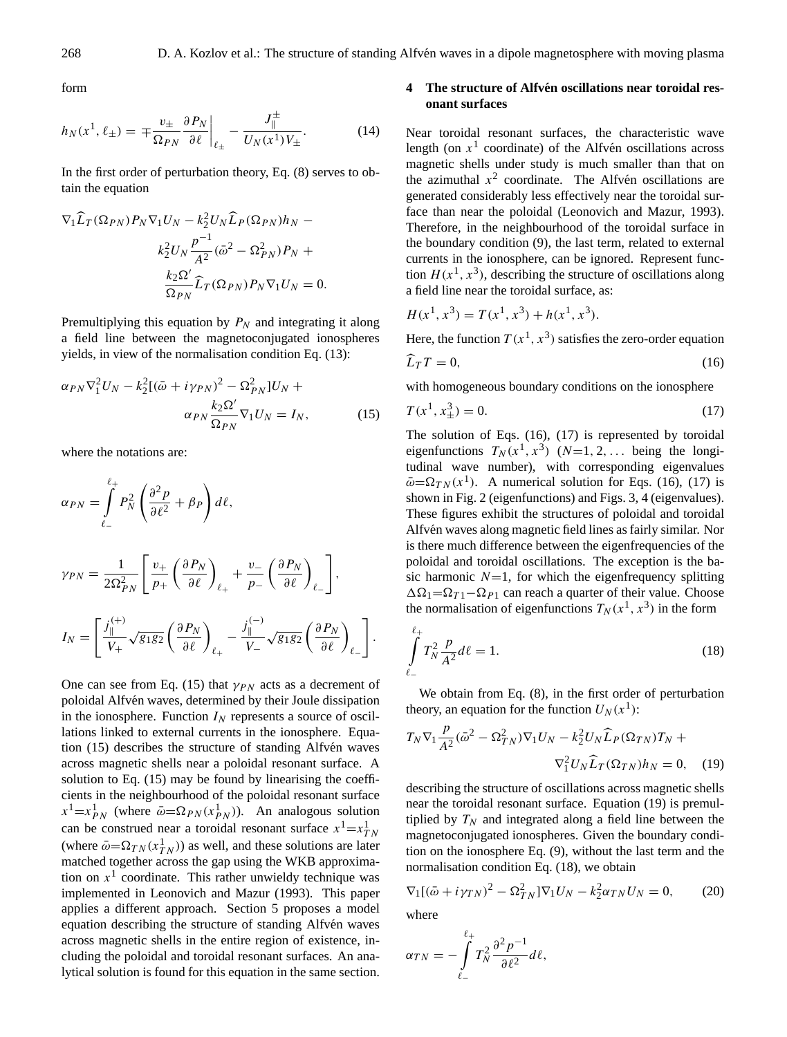form

$$h_N(x^1, \ell_\pm) = \mp \frac{v_\pm}{\Omega_{PN}} \left.\frac{\partial P_N}{\partial \ell}\right|_{\ell_\pm} - \frac{J_\parallel^\pm}{U_N(x^1)V_\pm}. \tag{14}$$

In the first order of perturbation theory, Eq. (8) serves to obtain the equation

$$\nabla_1 \widehat{L}_T(\Omega_{PN}) P_N \nabla_1 U_N - k_2^2 U_N \widehat{L}_P(\Omega_{PN}) h_N - k_2^2 U_N \frac{p^{-1}}{A^2}(\bar{\omega}^2 - \Omega_{PN}^2) P_N + \frac{k_2 \Omega'}{\Omega_{PN}} \widehat{L}_T(\Omega_{PN}) P_N \nabla_1 U_N = 0.$$

Premultiplying this equation by $P_N$ and integrating it along a field line between the magnetoconjugated ionospheres yields, in view of the normalisation condition Eq. (13):

$$\alpha_{PN} \nabla_1^2 U_N - k_2^2 [(\bar{\omega} + i\gamma_{PN})^2 - \Omega_{PN}^2] U_N + \alpha_{PN} \frac{k_2 \Omega'}{\Omega_{PN}} \nabla_1 U_N = I_N, \tag{15}$$

where the notations are:

$$\alpha_{PN} = \int_{\ell_-}^{\ell_+} P_N^2 \left( \frac{\partial^2 p}{\partial \ell^2} + \beta_P \right) d\ell,$$

$$\gamma_{PN} = \frac{1}{2\Omega_{PN}^2} \left[ \frac{v_+}{p_+} \left( \frac{\partial P_N}{\partial \ell} \right)_{\ell_+} + \frac{v_-}{p_-} \left( \frac{\partial P_N}{\partial \ell} \right)_{\ell_-} \right],$$

$$I_N = \left[ \frac{j_\parallel^{(+)}}{V_+} \sqrt{g_1 g_2} \left( \frac{\partial P_N}{\partial \ell} \right)_{\ell_+} - \frac{j_\parallel^{(-)}}{V_-} \sqrt{g_1 g_2} \left( \frac{\partial P_N}{\partial \ell} \right)_{\ell_-} \right].$$

One can see from Eq. (15) that $\gamma_{PN}$ acts as a decrement of poloidal Alfvén waves, determined by their Joule dissipation in the ionosphere. Function $I_N$ represents a source of oscillations linked to external currents in the ionosphere. Equation (15) describes the structure of standing Alfvén waves across magnetic shells near a poloidal resonant surface. A solution to Eq. (15) may be found by linearising the coefficients in the neighbourhood of the poloidal resonant surface $x^1 = x^1_{PN}$ (where $\bar{\omega} = \Omega_{PN}(x^1_{PN})$). An analogous solution can be construed near a toroidal resonant surface $x^1 = x^1_{TN}$ (where $\bar{\omega} = \Omega_{TN}(x^1_{TN})$) as well, and these solutions are later matched together across the gap using the WKB approximation on $x^1$ coordinate. This rather unwieldy technique was implemented in Leonovich and Mazur (1993). This paper applies a different approach. Section 5 proposes a model equation describing the structure of standing Alfvén waves across magnetic shells in the entire region of existence, including the poloidal and toroidal resonant surfaces. An analytical solution is found for this equation in the same section.

## 4 The structure of Alfvén oscillations near toroidal resonant surfaces

Near toroidal resonant surfaces, the characteristic wave length (on $x^1$ coordinate) of the Alfvén oscillations across magnetic shells under study is much smaller than that on the azimuthal $x^2$ coordinate. The Alfvén oscillations are generated considerably less effectively near the toroidal surface than near the poloidal (Leonovich and Mazur, 1993). Therefore, in the neighbourhood of the toroidal surface in the boundary condition (9), the last term, related to external currents in the ionosphere, can be ignored. Represent function $H(x^1, x^3)$, describing the structure of oscillations along a field line near the toroidal surface, as:

$$H(x^1, x^3) = T(x^1, x^3) + h(x^1, x^3).$$

Here, the function $T(x^1, x^3)$ satisfies the zero-order equation

$$\widehat{L}_T T = 0, \tag{16}$$

with homogeneous boundary conditions on the ionosphere

$$T(x^1, x^3_\pm) = 0. \tag{17}$$

The solution of Eqs. (16), (17) is represented by toroidal eigenfunctions $T_N(x^1, x^3)$ ($N=1, 2, \ldots$ being the longitudinal wave number), with corresponding eigenvalues $\bar{\omega} = \Omega_{TN}(x^1)$. A numerical solution for Eqs. (16), (17) is shown in Fig. 2 (eigenfunctions) and Figs. 3, 4 (eigenvalues). These figures exhibit the structures of poloidal and toroidal Alfvén waves along magnetic field lines as fairly similar. Nor is there much difference between the eigenfrequencies of the poloidal and toroidal oscillations. The exception is the basic harmonic $N=1$, for which the eigenfrequency splitting $\Delta\Omega_1 = \Omega_{T1} - \Omega_{P1}$ can reach a quarter of their value. Choose the normalisation of eigenfunctions $T_N(x^1, x^3)$ in the form

$$\int_{\ell_-}^{\ell_+} T_N^2 \frac{p}{A^2} d\ell = 1. \tag{18}$$

We obtain from Eq. (8), in the first order of perturbation theory, an equation for the function $U_N(x^1)$:

$$T_N \nabla_1 \frac{p}{A^2}(\bar{\omega}^2 - \Omega_{TN}^2) \nabla_1 U_N - k_2^2 U_N \widehat{L}_P(\Omega_{TN}) T_N + \nabla_1^2 U_N \widehat{L}_T(\Omega_{TN}) h_N = 0, \tag{19}$$

describing the structure of oscillations across magnetic shells near the toroidal resonant surface. Equation (19) is premultiplied by $T_N$ and integrated along a field line between the magnetoconjugated ionospheres. Given the boundary condition on the ionosphere Eq. (9), without the last term and the normalisation condition Eq. (18), we obtain

$$\nabla_1 [(\bar{\omega} + i\gamma_{TN})^2 - \Omega_{TN}^2] \nabla_1 U_N - k_2^2 \alpha_{TN} U_N = 0, \tag{20}$$

where

$$\alpha_{TN} = -\int_{\ell_-}^{\ell_+} T_N^2 \frac{\partial^2 p^{-1}}{\partial \ell^2} d\ell,$$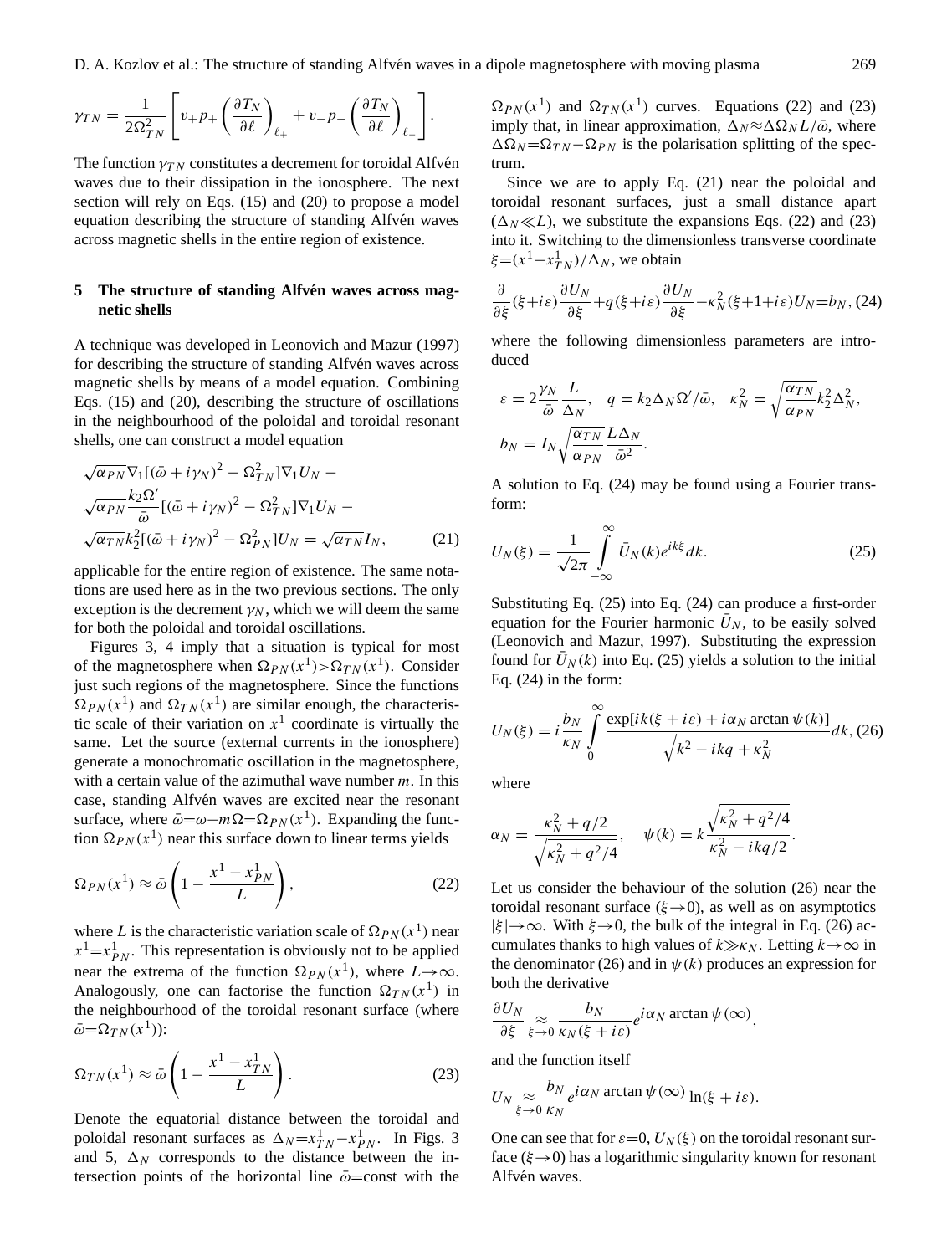$$\gamma_{TN} = \frac{1}{2\Omega_{TN}^2}\left[v_+ p_+ \left(\frac{\partial T_N}{\partial \ell}\right)_{\ell_+} + v_- p_- \left(\frac{\partial T_N}{\partial \ell}\right)_{\ell_-}\right].$$

The function $\gamma_{TN}$ constitutes a decrement for toroidal Alfvén waves due to their dissipation in the ionosphere. The next section will rely on Eqs. (15) and (20) to propose a model equation describing the structure of standing Alfvén waves across magnetic shells in the entire region of existence.

## 5 The structure of standing Alfvén waves across magnetic shells

A technique was developed in Leonovich and Mazur (1997) for describing the structure of standing Alfvén waves across magnetic shells by means of a model equation. Combining Eqs. (15) and (20), describing the structure of oscillations in the neighbourhood of the poloidal and toroidal resonant shells, one can construct a model equation

$$\sqrt{\alpha_{PN}}\nabla_1[(\bar{\omega}+i\gamma_N)^2-\Omega_{TN}^2]\nabla_1 U_N -$$
$$\sqrt{\alpha_{PN}}\frac{k_2\Omega'}{\bar{\omega}}[(\bar{\omega}+i\gamma_N)^2-\Omega_{TN}^2]\nabla_1 U_N -$$
$$\sqrt{\alpha_{TN}}k_2^2[(\bar{\omega}+i\gamma_N)^2-\Omega_{PN}^2]U_N=\sqrt{\alpha_{TN}}I_N, \qquad (21)$$

applicable for the entire region of existence. The same notations are used here as in the two previous sections. The only exception is the decrement $\gamma_N$, which we will deem the same for both the poloidal and toroidal oscillations.

Figures 3, 4 imply that a situation is typical for most of the magnetosphere when $\Omega_{PN}(x^1)>\Omega_{TN}(x^1)$. Consider just such regions of the magnetosphere. Since the functions $\Omega_{PN}(x^1)$ and $\Omega_{TN}(x^1)$ are similar enough, the characteristic scale of their variation on $x^1$ coordinate is virtually the same. Let the source (external currents in the ionosphere) generate a monochromatic oscillation in the magnetosphere, with a certain value of the azimuthal wave number $m$. In this case, standing Alfvén waves are excited near the resonant surface, where $\bar{\omega}=\omega-m\Omega=\Omega_{PN}(x^1)$. Expanding the function $\Omega_{PN}(x^1)$ near this surface down to linear terms yields

$$\Omega_{PN}(x^1)\approx\bar{\omega}\left(1-\frac{x^1-x^1_{PN}}{L}\right), \qquad (22)$$

where $L$ is the characteristic variation scale of $\Omega_{PN}(x^1)$ near $x^1=x^1_{PN}$. This representation is obviously not to be applied near the extrema of the function $\Omega_{PN}(x^1)$, where $L\to\infty$. Analogously, one can factorise the function $\Omega_{TN}(x^1)$ in the neighbourhood of the toroidal resonant surface (where $\bar{\omega}=\Omega_{TN}(x^1)$):

$$\Omega_{TN}(x^1)\approx\bar{\omega}\left(1-\frac{x^1-x^1_{TN}}{L}\right). \qquad (23)$$

Denote the equatorial distance between the toroidal and poloidal resonant surfaces as $\Delta_N=x^1_{TN}-x^1_{PN}$. In Figs. 3 and 5, $\Delta_N$ corresponds to the distance between the intersection points of the horizontal line $\bar{\omega}$=const with the $\Omega_{PN}(x^1)$ and $\Omega_{TN}(x^1)$ curves. Equations (22) and (23) imply that, in linear approximation, $\Delta_N\approx\Delta\Omega_N L/\bar{\omega}$, where $\Delta\Omega_N=\Omega_{TN}-\Omega_{PN}$ is the polarisation splitting of the spectrum.

Since we are to apply Eq. (21) near the poloidal and toroidal resonant surfaces, just a small distance apart ($\Delta_N\ll L$), we substitute the expansions Eqs. (22) and (23) into it. Switching to the dimensionless transverse coordinate $\xi=(x^1-x^1_{TN})/\Delta_N$, we obtain

$$\frac{\partial}{\partial\xi}(\xi+i\varepsilon)\frac{\partial U_N}{\partial\xi}+q(\xi+i\varepsilon)\frac{\partial U_N}{\partial\xi}-\kappa_N^2(\xi+1+i\varepsilon)U_N=b_N, \quad (24)$$

where the following dimensionless parameters are introduced

$$\varepsilon=2\frac{\gamma_N}{\bar{\omega}}\frac{L}{\Delta_N}, \quad q=k_2\Delta_N\Omega'/\bar{\omega}, \quad \kappa_N^2=\sqrt{\frac{\alpha_{TN}}{\alpha_{PN}}}k_2^2\Delta_N^2,$$
$$b_N=I_N\sqrt{\frac{\alpha_{TN}}{\alpha_{PN}}}\frac{L\Delta_N}{\bar{\omega}^2}.$$

A solution to Eq. (24) may be found using a Fourier transform:

$$U_N(\xi)=\frac{1}{\sqrt{2\pi}}\int_{-\infty}^{\infty}\bar{U}_N(k)e^{ik\xi}dk. \qquad (25)$$

Substituting Eq. (25) into Eq. (24) can produce a first-order equation for the Fourier harmonic $\bar{U}_N$, to be easily solved (Leonovich and Mazur, 1997). Substituting the expression found for $\bar{U}_N(k)$ into Eq. (25) yields a solution to the initial Eq. (24) in the form:

$$U_N(\xi)=i\frac{b_N}{\kappa_N}\int_0^{\infty}\frac{\exp[ik(\xi+i\varepsilon)+i\alpha_N\arctan\psi(k)]}{\sqrt{k^2-ikq+\kappa_N^2}}dk, \quad (26)$$

where

$$\alpha_N=\frac{\kappa_N^2+q/2}{\sqrt{\kappa_N^2+q^2/4}}, \quad \psi(k)=k\frac{\sqrt{\kappa_N^2+q^2/4}}{\kappa_N^2-ikq/2}.$$

Let us consider the behaviour of the solution (26) near the toroidal resonant surface ($\xi\to 0$), as well as on asymptotics $|\xi|\to\infty$. With $\xi\to 0$, the bulk of the integral in Eq. (26) accumulates thanks to high values of $k\gg\kappa_N$. Letting $k\to\infty$ in the denominator (26) and in $\psi(k)$ produces an expression for both the derivative

$$\frac{\partial U_N}{\partial\xi}\underset{\xi\to 0}{\approx}\frac{b_N}{\kappa_N(\xi+i\varepsilon)}e^{i\alpha_N\arctan\psi(\infty)},$$

and the function itself

$$U_N\underset{\xi\to 0}{\approx}\frac{b_N}{\kappa_N}e^{i\alpha_N\arctan\psi(\infty)}\ln(\xi+i\varepsilon).$$

One can see that for $\varepsilon=0$, $U_N(\xi)$ on the toroidal resonant surface ($\xi\to 0$) has a logarithmic singularity known for resonant Alfvén waves.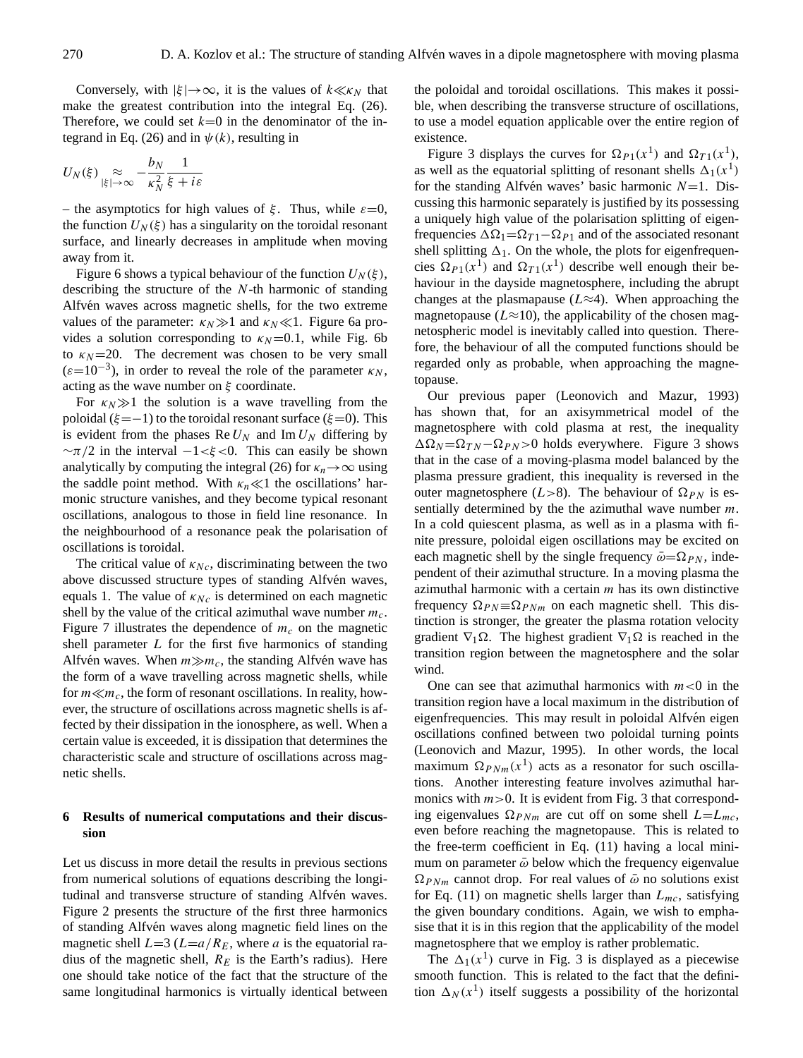Conversely, with $|\xi|\to\infty$, it is the values of $k\ll\kappa_N$ that make the greatest contribution into the integral Eq. (26). Therefore, we could set $k=0$ in the denominator of the integrand in Eq. (26) and in $\psi(k)$, resulting in

$$U_N(\xi) \underset{|\xi|\to\infty}{\approx} -\frac{b_N}{\kappa_N^2}\frac{1}{\xi+i\varepsilon}$$

– the asymptotics for high values of $\xi$. Thus, while $\varepsilon=0$, the function $U_N(\xi)$ has a singularity on the toroidal resonant surface, and linearly decreases in amplitude when moving away from it.

Figure 6 shows a typical behaviour of the function $U_N(\xi)$, describing the structure of the $N$-th harmonic of standing Alfvén waves across magnetic shells, for the two extreme values of the parameter: $\kappa_N\gg 1$ and $\kappa_N\ll 1$. Figure 6a provides a solution corresponding to $\kappa_N=0.1$, while Fig. 6b to $\kappa_N=20$. The decrement was chosen to be very small ($\varepsilon=10^{-3}$), in order to reveal the role of the parameter $\kappa_N$, acting as the wave number on $\xi$ coordinate.

For $\kappa_N\gg 1$ the solution is a wave travelling from the poloidal ($\xi=-1$) to the toroidal resonant surface ($\xi=0$). This is evident from the phases $\operatorname{Re}U_N$ and $\operatorname{Im}U_N$ differing by $\sim\pi/2$ in the interval $-1<\xi<0$. This can easily be shown analytically by computing the integral (26) for $\kappa_n\to\infty$ using the saddle point method. With $\kappa_n\ll 1$ the oscillations' harmonic structure vanishes, and they become typical resonant oscillations, analogous to those in field line resonance. In the neighbourhood of a resonance peak the polarisation of oscillations is toroidal.

The critical value of $\kappa_{Nc}$, discriminating between the two above discussed structure types of standing Alfvén waves, equals 1. The value of $\kappa_{Nc}$ is determined on each magnetic shell by the value of the critical azimuthal wave number $m_c$. Figure 7 illustrates the dependence of $m_c$ on the magnetic shell parameter $L$ for the first five harmonics of standing Alfvén waves. When $m\gg m_c$, the standing Alfvén wave has the form of a wave travelling across magnetic shells, while for $m\ll m_c$, the form of resonant oscillations. In reality, however, the structure of oscillations across magnetic shells is affected by their dissipation in the ionosphere, as well. When a certain value is exceeded, it is dissipation that determines the characteristic scale and structure of oscillations across magnetic shells.

## 6 Results of numerical computations and their discussion

Let us discuss in more detail the results in previous sections from numerical solutions of equations describing the longitudinal and transverse structure of standing Alfvén waves. Figure 2 presents the structure of the first three harmonics of standing Alfvén waves along magnetic field lines on the magnetic shell $L=3$ ($L=a/R_E$, where $a$ is the equatorial radius of the magnetic shell, $R_E$ is the Earth's radius). Here one should take notice of the fact that the structure of the same longitudinal harmonics is virtually identical between the poloidal and toroidal oscillations. This makes it possible, when describing the transverse structure of oscillations, to use a model equation applicable over the entire region of existence.

Figure 3 displays the curves for $\Omega_{P1}(x^1)$ and $\Omega_{T1}(x^1)$, as well as the equatorial splitting of resonant shells $\Delta_1(x^1)$ for the standing Alfvén waves' basic harmonic $N=1$. Discussing this harmonic separately is justified by its possessing a uniquely high value of the polarisation splitting of eigenfrequencies $\Delta\Omega_1=\Omega_{T1}-\Omega_{P1}$ and of the associated resonant shell splitting $\Delta_1$. On the whole, the plots for eigenfrequencies $\Omega_{P1}(x^1)$ and $\Omega_{T1}(x^1)$ describe well enough their behaviour in the dayside magnetosphere, including the abrupt changes at the plasmapause ($L\approx 4$). When approaching the magnetopause ($L\approx 10$), the applicability of the chosen magnetospheric model is inevitably called into question. Therefore, the behaviour of all the computed functions should be regarded only as probable, when approaching the magnetopause.

Our previous paper (Leonovich and Mazur, 1993) has shown that, for an axisymmetrical model of the magnetosphere with cold plasma at rest, the inequality $\Delta\Omega_N=\Omega_{TN}-\Omega_{PN}>0$ holds everywhere. Figure 3 shows that in the case of a moving-plasma model balanced by the plasma pressure gradient, this inequality is reversed in the outer magnetosphere ($L>8$). The behaviour of $\Omega_{PN}$ is essentially determined by the the azimuthal wave number $m$. In a cold quiescent plasma, as well as in a plasma with finite pressure, poloidal eigen oscillations may be excited on each magnetic shell by the single frequency $\bar{\omega}=\Omega_{PN}$, independent of their azimuthal structure. In a moving plasma the azimuthal harmonic with a certain $m$ has its own distinctive frequency $\Omega_{PN}\equiv\Omega_{PNm}$ on each magnetic shell. This distinction is stronger, the greater the plasma rotation velocity gradient $\nabla_1\Omega$. The highest gradient $\nabla_1\Omega$ is reached in the transition region between the magnetosphere and the solar wind.

One can see that azimuthal harmonics with $m<0$ in the transition region have a local maximum in the distribution of eigenfrequencies. This may result in poloidal Alfvén eigen oscillations confined between two poloidal turning points (Leonovich and Mazur, 1995). In other words, the local maximum $\Omega_{PNm}(x^1)$ acts as a resonator for such oscillations. Another interesting feature involves azimuthal harmonics with $m>0$. It is evident from Fig. 3 that corresponding eigenvalues $\Omega_{PNm}$ are cut off on some shell $L=L_{mc}$, even before reaching the magnetopause. This is related to the free-term coefficient in Eq. (11) having a local minimum on parameter $\bar{\omega}$ below which the frequency eigenvalue $\Omega_{PNm}$ cannot drop. For real values of $\bar{\omega}$ no solutions exist for Eq. (11) on magnetic shells larger than $L_{mc}$, satisfying the given boundary conditions. Again, we wish to emphasise that it is in this region that the applicability of the model magnetosphere that we employ is rather problematic.

The $\Delta_1(x^1)$ curve in Fig. 3 is displayed as a piecewise smooth function. This is related to the fact that the definition $\Delta_N(x^1)$ itself suggests a possibility of the horizontal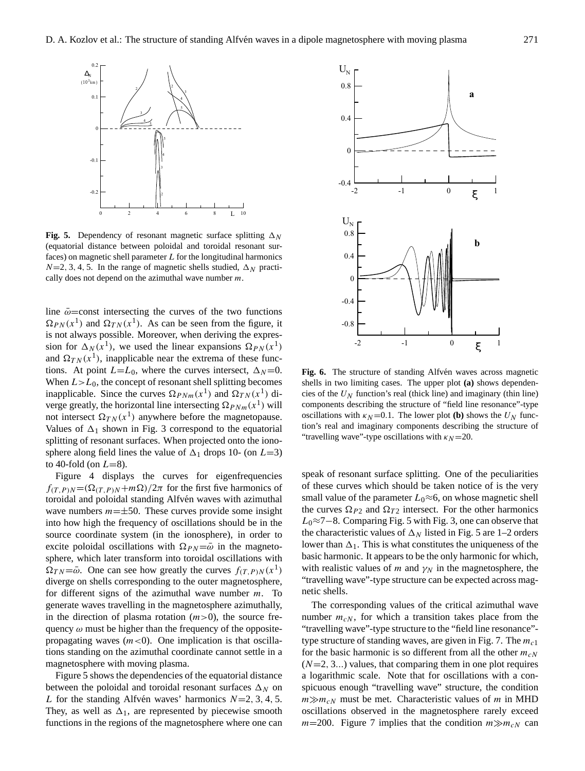**Fig. 5.** Dependency of resonant magnetic surface splitting $\Delta_N$ (equatorial distance between poloidal and toroidal resonant surfaces) on magnetic shell parameter $L$ for the longitudinal harmonics $N$=2, 3, 4, 5. In the range of magnetic shells studied, $\Delta_N$ practically does not depend on the azimuthal wave number $m$.

line $\bar{\omega}$=const intersecting the curves of the two functions $\Omega_{PN}(x^1)$ and $\Omega_{TN}(x^1)$. As can be seen from the figure, it is not always possible. Moreover, when deriving the expression for $\Delta_N(x^1)$, we used the linear expansions $\Omega_{PN}(x^1)$ and $\Omega_{TN}(x^1)$, inapplicable near the extrema of these functions. At point $L$=$L_0$, where the curves intersect, $\Delta_N$=0. When $L$>$L_0$, the concept of resonant shell splitting becomes inapplicable. Since the curves $\Omega_{PNm}(x^1)$ and $\Omega_{TN}(x^1)$ diverge greatly, the horizontal line intersecting $\Omega_{PNm}(x^1)$ will not intersect $\Omega_{TN}(x^1)$ anywhere before the magnetopause. Values of $\Delta_1$ shown in Fig. 3 correspond to the equatorial splitting of resonant surfaces. When projected onto the ionosphere along field lines the value of $\Delta_1$ drops 10- (on $L$=3) to 40-fold (on $L$=8).

Figure 4 displays the curves for eigenfrequencies $f_{(T,P)N}$=$(\Omega_{(T,P)N}+m\Omega)/2\pi$ for the first five harmonics of toroidal and poloidal standing Alfvén waves with azimuthal wave numbers $m$=±50. These curves provide some insight into how high the frequency of oscillations should be in the source coordinate system (in the ionosphere), in order to excite poloidal oscillations with $\Omega_{PN}$=$\bar{\omega}$ in the magnetosphere, which later transform into toroidal oscillations with $\Omega_{TN}$=$\bar{\omega}$. One can see how greatly the curves $f_{(T,P)N}(x^1)$ diverge on shells corresponding to the outer magnetosphere, for different signs of the azimuthal wave number $m$. To generate waves travelling in the magnetosphere azimuthally, in the direction of plasma rotation ($m$>0), the source frequency $\omega$ must be higher than the frequency of the opposite-propagating waves ($m$<0). One implication is that oscillations standing on the azimuthal coordinate cannot settle in a magnetosphere with moving plasma.

Figure 5 shows the dependencies of the equatorial distance between the poloidal and toroidal resonant surfaces $\Delta_N$ on $L$ for the standing Alfvén waves' harmonics $N$=2, 3, 4, 5. They, as well as $\Delta_1$, are represented by piecewise smooth functions in the regions of the magnetosphere where one can speak of resonant surface splitting. One of the peculiarities of these curves which should be taken notice of is the very small value of the parameter $L_0$≈6, on whose magnetic shell the curves $\Omega_{P2}$ and $\Omega_{T2}$ intersect. For the other harmonics $L_0$≈7−8. Comparing Fig. 5 with Fig. 3, one can observe that the characteristic values of $\Delta_N$ listed in Fig. 5 are 1–2 orders lower than $\Delta_1$. This is what constitutes the uniqueness of the basic harmonic. It appears to be the only harmonic for which, with realistic values of $m$ and $\gamma_N$ in the magnetosphere, the "travelling wave"-type structure can be expected across magnetic shells.

**Fig. 6.** The structure of standing Alfvén waves across magnetic shells in two limiting cases. The upper plot **(a)** shows dependencies of the $U_N$ function's real (thick line) and imaginary (thin line) components describing the structure of "field line resonance"-type oscillations with $\kappa_N$=0.1. The lower plot **(b)** shows the $U_N$ function's real and imaginary components describing the structure of "travelling wave"-type oscillations with $\kappa_N$=20.

The corresponding values of the critical azimuthal wave number $m_{cN}$, for which a transition takes place from the "travelling wave"-type structure to the "field line resonance"-type structure of standing waves, are given in Fig. 7. The $m_{c1}$ for the basic harmonic is so different from all the other $m_{cN}$ ($N$=2, 3...) values, that comparing them in one plot requires a logarithmic scale. Note that for oscillations with a conspicuous enough "travelling wave" structure, the condition $m \gg m_{cN}$ must be met. Characteristic values of $m$ in MHD oscillations observed in the magnetosphere rarely exceed $m$=200. Figure 7 implies that the condition $m \gg m_{cN}$ can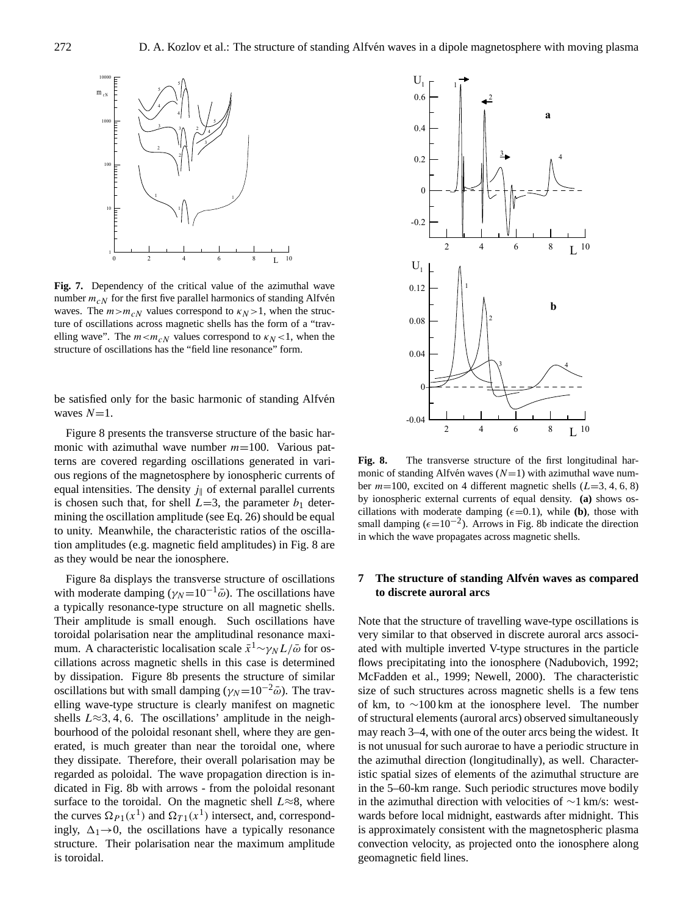**Fig. 7.** Dependency of the critical value of the azimuthal wave number $m_{cN}$ for the first five parallel harmonics of standing Alfvén waves. The $m>m_{cN}$ values correspond to $\kappa_N>1$, when the structure of oscillations across magnetic shells has the form of a "travelling wave". The $m<m_{cN}$ values correspond to $\kappa_N<1$, when the structure of oscillations has the "field line resonance" form.

be satisfied only for the basic harmonic of standing Alfvén waves $N=1$.

Figure 8 presents the transverse structure of the basic harmonic with azimuthal wave number $m=100$. Various patterns are covered regarding oscillations generated in various regions of the magnetosphere by ionospheric currents of equal intensities. The density $j_{\|}$ of external parallel currents is chosen such that, for shell $L=3$, the parameter $b_1$ determining the oscillation amplitude (see Eq. 26) should be equal to unity. Meanwhile, the characteristic ratios of the oscillation amplitudes (e.g. magnetic field amplitudes) in Fig. 8 are as they would be near the ionosphere.

Figure 8a displays the transverse structure of oscillations with moderate damping ($\gamma_N=10^{-1}\bar{\omega}$). The oscillations have a typically resonance-type structure on all magnetic shells. Their amplitude is small enough. Such oscillations have toroidal polarisation near the amplitudinal resonance maximum. A characteristic localisation scale $\bar{x}^1\sim\gamma_N L/\bar{\omega}$ for oscillations across magnetic shells in this case is determined by dissipation. Figure 8b presents the structure of similar oscillations but with small damping ($\gamma_N=10^{-2}\bar{\omega}$). The travelling wave-type structure is clearly manifest on magnetic shells $L\approx3, 4, 6$. The oscillations' amplitude in the neighbourhood of the poloidal resonant shell, where they are generated, is much greater than near the toroidal one, where they dissipate. Therefore, their overall polarisation may be regarded as poloidal. The wave propagation direction is indicated in Fig. 8b with arrows - from the poloidal resonant surface to the toroidal. On the magnetic shell $L\approx8$, where the curves $\Omega_{P1}(x^1)$ and $\Omega_{T1}(x^1)$ intersect, and, correspondingly, $\Delta_1\to0$, the oscillations have a typically resonance structure. Their polarisation near the maximum amplitude is toroidal.

**Fig. 8.** The transverse structure of the first longitudinal harmonic of standing Alfvén waves ($N=1$) with azimuthal wave number $m=100$, excited on 4 different magnetic shells ($L=3, 4, 6, 8$) by ionospheric external currents of equal density. **(a)** shows oscillations with moderate damping ($\epsilon=0.1$), while **(b)**, those with small damping ($\epsilon=10^{-2}$). Arrows in Fig. 8b indicate the direction in which the wave propagates across magnetic shells.

## 7 The structure of standing Alfvén waves as compared to discrete auroral arcs

Note that the structure of travelling wave-type oscillations is very similar to that observed in discrete auroral arcs associated with multiple inverted V-type structures in the particle flows precipitating into the ionosphere (Nadubovich, 1992; McFadden et al., 1999; Newell, 2000). The characteristic size of such structures across magnetic shells is a few tens of km, to $\sim$100 km at the ionosphere level. The number of structural elements (auroral arcs) observed simultaneously may reach 3–4, with one of the outer arcs being the widest. It is not unusual for such aurorae to have a periodic structure in the azimuthal direction (longitudinally), as well. Characteristic spatial sizes of elements of the azimuthal structure are in the 5–60-km range. Such periodic structures move bodily in the azimuthal direction with velocities of $\sim$1 km/s: westwards before local midnight, eastwards after midnight. This is approximately consistent with the magnetospheric plasma convection velocity, as projected onto the ionosphere along geomagnetic field lines.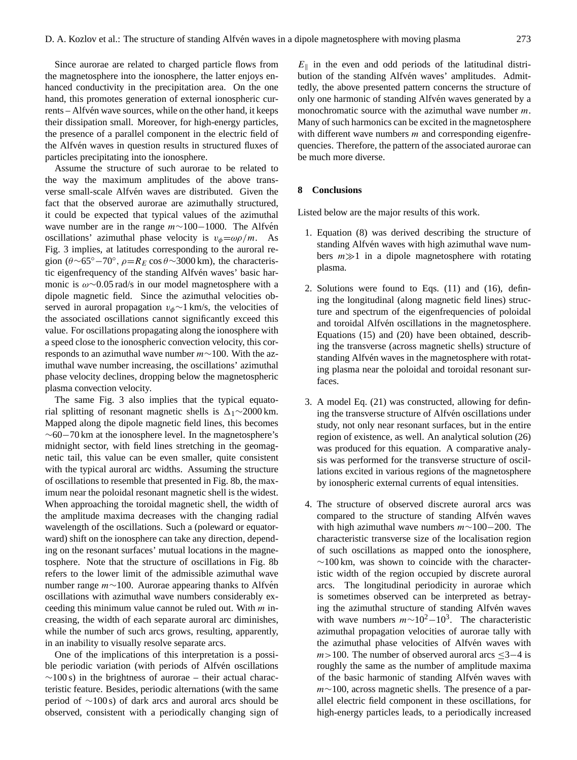Since aurorae are related to charged particle flows from the magnetosphere into the ionosphere, the latter enjoys enhanced conductivity in the precipitation area. On the one hand, this promotes generation of external ionospheric currents – Alfvén wave sources, while on the other hand, it keeps their dissipation small. Moreover, for high-energy particles, the presence of a parallel component in the electric field of the Alfvén waves in question results in structured fluxes of particles precipitating into the ionosphere.

Assume the structure of such aurorae to be related to the way the maximum amplitudes of the above transverse small-scale Alfvén waves are distributed. Given the fact that the observed aurorae are azimuthally structured, it could be expected that typical values of the azimuthal wave number are in the range $m{\sim}100-1000$. The Alfvén oscillations' azimuthal phase velocity is $v_\phi{=}\omega\rho/m$. As Fig. 3 implies, at latitudes corresponding to the auroral region ($\theta{\sim}65^\circ-70^\circ$, $\rho{=}R_E\cos\theta{\sim}3000$ km), the characteristic eigenfrequency of the standing Alfvén waves' basic harmonic is $\omega{\sim}0.05$ rad/s in our model magnetosphere with a dipole magnetic field. Since the azimuthal velocities observed in auroral propagation $v_\phi{\sim}1$ km/s, the velocities of the associated oscillations cannot significantly exceed this value. For oscillations propagating along the ionosphere with a speed close to the ionospheric convection velocity, this corresponds to an azimuthal wave number $m{\sim}100$. With the azimuthal wave number increasing, the oscillations' azimuthal phase velocity declines, dropping below the magnetospheric plasma convection velocity.

The same Fig. 3 also implies that the typical equatorial splitting of resonant magnetic shells is $\Delta_1{\sim}2000$ km. Mapped along the dipole magnetic field lines, this becomes ${\sim}60-70$ km at the ionosphere level. In the magnetosphere's midnight sector, with field lines stretching in the geomagnetic tail, this value can be even smaller, quite consistent with the typical auroral arc widths. Assuming the structure of oscillations to resemble that presented in Fig. 8b, the maximum near the poloidal resonant magnetic shell is the widest. When approaching the toroidal magnetic shell, the width of the amplitude maxima decreases with the changing radial wavelength of the oscillations. Such a (poleward or equatorward) shift on the ionosphere can take any direction, depending on the resonant surfaces' mutual locations in the magnetosphere. Note that the structure of oscillations in Fig. 8b refers to the lower limit of the admissible azimuthal wave number range $m{\sim}100$. Aurorae appearing thanks to Alfvén oscillations with azimuthal wave numbers considerably exceeding this minimum value cannot be ruled out. With $m$ increasing, the width of each separate auroral arc diminishes, while the number of such arcs grows, resulting, apparently, in an inability to visually resolve separate arcs.

One of the implications of this interpretation is a possible periodic variation (with periods of Alfvén oscillations ${\sim}100$ s) in the brightness of aurorae – their actual characteristic feature. Besides, periodic alternations (with the same period of ${\sim}100$ s) of dark arcs and auroral arcs should be observed, consistent with a periodically changing sign of $E_\parallel$ in the even and odd periods of the latitudinal distribution of the standing Alfvén waves' amplitudes. Admittedly, the above presented pattern concerns the structure of only one harmonic of standing Alfvén waves generated by a monochromatic source with the azimuthal wave number $m$. Many of such harmonics can be excited in the magnetosphere with different wave numbers $m$ and corresponding eigenfrequencies. Therefore, the pattern of the associated aurorae can be much more diverse.

## 8 Conclusions

Listed below are the major results of this work.

1. Equation (8) was derived describing the structure of standing Alfvén waves with high azimuthal wave numbers $m{\gg}1$ in a dipole magnetosphere with rotating plasma.

2. Solutions were found to Eqs. (11) and (16), defining the longitudinal (along magnetic field lines) structure and spectrum of the eigenfrequencies of poloidal and toroidal Alfvén oscillations in the magnetosphere. Equations (15) and (20) have been obtained, describing the transverse (across magnetic shells) structure of standing Alfvén waves in the magnetosphere with rotating plasma near the poloidal and toroidal resonant surfaces.

3. A model Eq. (21) was constructed, allowing for defining the transverse structure of Alfvén oscillations under study, not only near resonant surfaces, but in the entire region of existence, as well. An analytical solution (26) was produced for this equation. A comparative analysis was performed for the transverse structure of oscillations excited in various regions of the magnetosphere by ionospheric external currents of equal intensities.

4. The structure of observed discrete auroral arcs was compared to the structure of standing Alfvén waves with high azimuthal wave numbers $m{\sim}100-200$. The characteristic transverse size of the localisation region of such oscillations as mapped onto the ionosphere, ${\sim}100$ km, was shown to coincide with the characteristic width of the region occupied by discrete auroral arcs. The longitudinal periodicity in aurorae which is sometimes observed can be interpreted as betraying the azimuthal structure of standing Alfvén waves with wave numbers $m{\sim}10^2-10^3$. The characteristic azimuthal propagation velocities of aurorae tally with the azimuthal phase velocities of Alfvén waves with $m{>}100$. The number of observed auroral arcs $\leq 3-4$ is roughly the same as the number of amplitude maxima of the basic harmonic of standing Alfvén waves with $m{\sim}100$, across magnetic shells. The presence of a parallel electric field component in these oscillations, for high-energy particles leads, to a periodically increased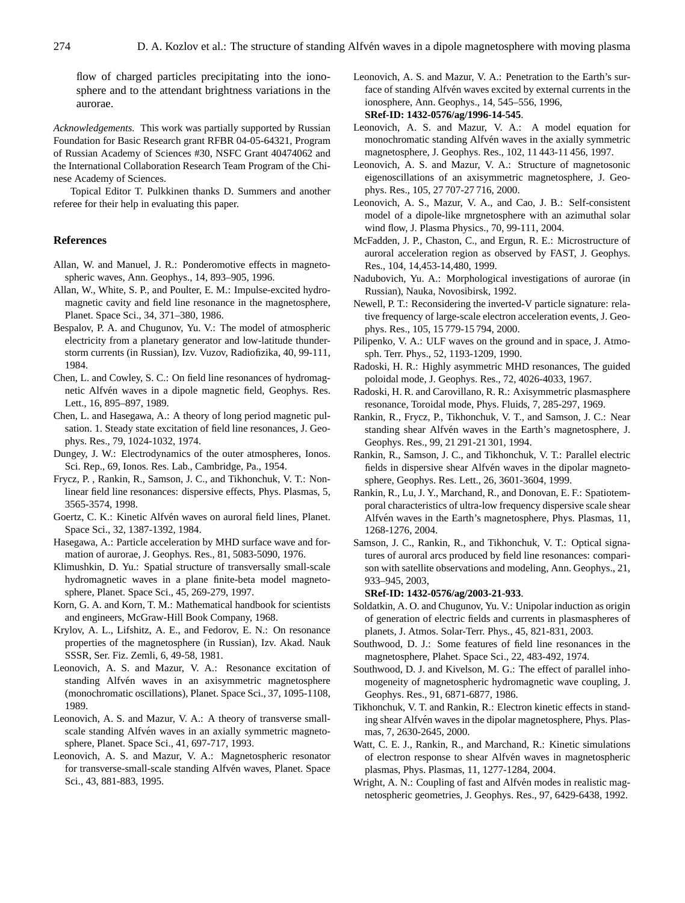flow of charged particles precipitating into the ionosphere and to the attendant brightness variations in the aurorae.

*Acknowledgements.* This work was partially supported by Russian Foundation for Basic Research grant RFBR 04-05-64321, Program of Russian Academy of Sciences #30, NSFC Grant 40474062 and the International Collaboration Research Team Program of the Chinese Academy of Sciences.

Topical Editor T. Pulkkinen thanks D. Summers and another referee for their help in evaluating this paper.

## References

Allan, W. and Manuel, J. R.: Ponderomotive effects in magnetospheric waves, Ann. Geophys., 14, 893–905, 1996.

Allan, W., White, S. P., and Poulter, E. M.: Impulse-excited hydromagnetic cavity and field line resonance in the magnetosphere, Planet. Space Sci., 34, 371–380, 1986.

Bespalov, P. A. and Chugunov, Yu. V.: The model of atmospheric electricity from a planetary generator and low-latitude thunderstorm currents (in Russian), Izv. Vuzov, Radiofizika, 40, 99-111, 1984.

Chen, L. and Cowley, S. C.: On field line resonances of hydromagnetic Alfvén waves in a dipole magnetic field, Geophys. Res. Lett., 16, 895–897, 1989.

Chen, L. and Hasegawa, A.: A theory of long period magnetic pulsation. 1. Steady state excitation of field line resonances, J. Geophys. Res., 79, 1024-1032, 1974.

Dungey, J. W.: Electrodynamics of the outer atmospheres, Ionos. Sci. Rep., 69, Ionos. Res. Lab., Cambridge, Pa., 1954.

Frycz, P. , Rankin, R., Samson, J. C., and Tikhonchuk, V. T.: Nonlinear field line resonances: dispersive effects, Phys. Plasmas, 5, 3565-3574, 1998.

Goertz, C. K.: Kinetic Alfvén waves on auroral field lines, Planet. Space Sci., 32, 1387-1392, 1984.

Hasegawa, A.: Particle acceleration by MHD surface wave and formation of aurorae, J. Geophys. Res., 81, 5083-5090, 1976.

Klimushkin, D. Yu.: Spatial structure of transversally small-scale hydromagnetic waves in a plane finite-beta model magnetosphere, Planet. Space Sci., 45, 269-279, 1997.

Korn, G. A. and Korn, T. M.: Mathematical handbook for scientists and engineers, McGraw-Hill Book Company, 1968.

Krylov, A. L., Lifshitz, A. E., and Fedorov, E. N.: On resonance properties of the magnetosphere (in Russian), Izv. Akad. Nauk SSSR, Ser. Fiz. Zemli, 6, 49-58, 1981.

Leonovich, A. S. and Mazur, V. A.: Resonance excitation of standing Alfvén waves in an axisymmetric magnetosphere (monochromatic oscillations), Planet. Space Sci., 37, 1095-1108, 1989.

Leonovich, A. S. and Mazur, V. A.: A theory of transverse small-scale standing Alfvén waves in an axially symmetric magnetosphere, Planet. Space Sci., 41, 697-717, 1993.

Leonovich, A. S. and Mazur, V. A.: Magnetospheric resonator for transverse-small-scale standing Alfvén waves, Planet. Space Sci., 43, 881-883, 1995.

Leonovich, A. S. and Mazur, V. A.: Penetration to the Earth's surface of standing Alfvén waves excited by external currents in the ionosphere, Ann. Geophys., 14, 545–556, 1996, **SRef-ID: 1432-0576/ag/1996-14-545**.

Leonovich, A. S. and Mazur, V. A.: A model equation for monochromatic standing Alfvén waves in the axially symmetric magnetosphere, J. Geophys. Res., 102, 11 443-11 456, 1997.

Leonovich, A. S. and Mazur, V. A.: Structure of magnetosonic eigenoscillations of an axisymmetric magnetosphere, J. Geophys. Res., 105, 27 707-27 716, 2000.

Leonovich, A. S., Mazur, V. A., and Cao, J. B.: Self-consistent model of a dipole-like mrgnetosphere with an azimuthal solar wind flow, J. Plasma Physics., 70, 99-111, 2004.

McFadden, J. P., Chaston, C., and Ergun, R. E.: Microstructure of auroral acceleration region as observed by FAST, J. Geophys. Res., 104, 14,453-14,480, 1999.

Nadubovich, Yu. A.: Morphological investigations of aurorae (in Russian), Nauka, Novosibirsk, 1992.

Newell, P. T.: Reconsidering the inverted-V particle signature: relative frequency of large-scale electron acceleration events, J. Geophys. Res., 105, 15 779-15 794, 2000.

Pilipenko, V. A.: ULF waves on the ground and in space, J. Atmosph. Terr. Phys., 52, 1193-1209, 1990.

Radoski, H. R.: Highly asymmetric MHD resonances, The guided poloidal mode, J. Geophys. Res., 72, 4026-4033, 1967.

Radoski, H. R. and Carovillano, R. R.: Axisymmetric plasmasphere resonance, Toroidal mode, Phys. Fluids, 7, 285-297, 1969.

Rankin, R., Frycz, P., Tikhonchuk, V. T., and Samson, J. C.: Near standing shear Alfvén waves in the Earth's magnetosphere, J. Geophys. Res., 99, 21 291-21 301, 1994.

Rankin, R., Samson, J. C., and Tikhonchuk, V. T.: Parallel electric fields in dispersive shear Alfvén waves in the dipolar magnetosphere, Geophys. Res. Lett., 26, 3601-3604, 1999.

Rankin, R., Lu, J. Y., Marchand, R., and Donovan, E. F.: Spatiotemporal characteristics of ultra-low frequency dispersive scale shear Alfvén waves in the Earth's magnetosphere, Phys. Plasmas, 11, 1268-1276, 2004.

Samson, J. C., Rankin, R., and Tikhonchuk, V. T.: Optical signatures of auroral arcs produced by field line resonances: comparison with satellite observations and modeling, Ann. Geophys., 21, 933–945, 2003, **SRef-ID: 1432-0576/ag/2003-21-933**.

Soldatkin, A. O. and Chugunov, Yu. V.: Unipolar induction as origin of generation of electric fields and currents in plasmaspheres of planets, J. Atmos. Solar-Terr. Phys., 45, 821-831, 2003.

Southwood, D. J.: Some features of field line resonances in the magnetosphere, Plahet. Space Sci., 22, 483-492, 1974.

Southwood, D. J. and Kivelson, M. G.: The effect of parallel inhomogeneity of magnetospheric hydromagnetic wave coupling, J. Geophys. Res., 91, 6871-6877, 1986.

Tikhonchuk, V. T. and Rankin, R.: Electron kinetic effects in standing shear Alfvén waves in the dipolar magnetosphere, Phys. Plasmas, 7, 2630-2645, 2000.

Watt, C. E. J., Rankin, R., and Marchand, R.: Kinetic simulations of electron response to shear Alfvén waves in magnetospheric plasmas, Phys. Plasmas, 11, 1277-1284, 2004.

Wright, A. N.: Coupling of fast and Alfvén modes in realistic magnetospheric geometries, J. Geophys. Res., 97, 6429-6438, 1992.